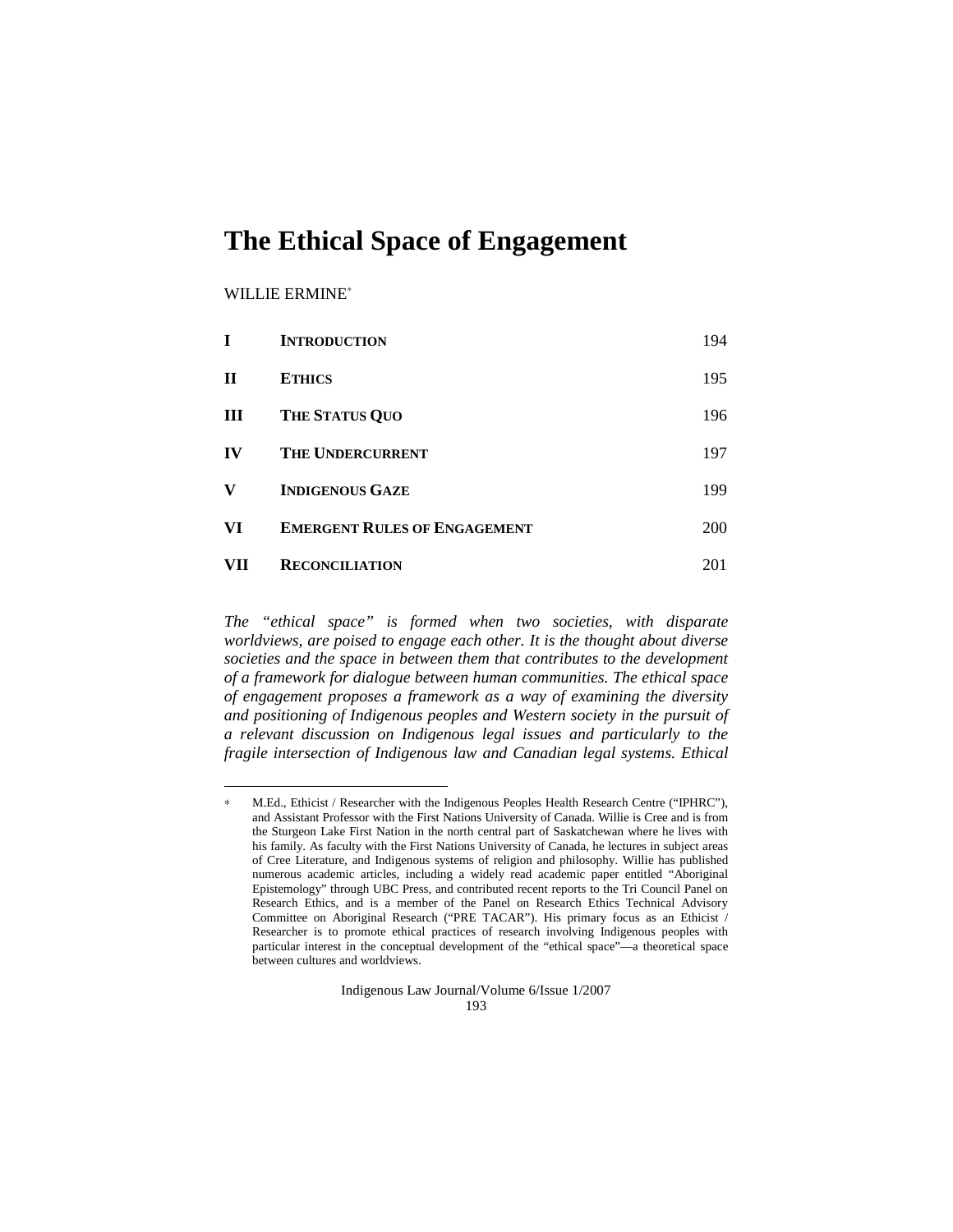# The Ethical Space of Engagement

WILLIE ERMINE[*]

| | | |
|---|---|---|
| I | **INTRODUCTION** | 194 |
| II | **ETHICS** | 195 |
| III | **THE STATUS QUO** | 196 |
| IV | **THE UNDERCURRENT** | 197 |
| V | **INDIGENOUS GAZE** | 199 |
| VI | **EMERGENT RULES OF ENGAGEMENT** | 200 |
| VII | **RECONCILIATION** | 201 |

*The "ethical space" is formed when two societies, with disparate worldviews, are poised to engage each other. It is the thought about diverse societies and the space in between them that contributes to the development of a framework for dialogue between human communities. The ethical space of engagement proposes a framework as a way of examining the diversity and positioning of Indigenous peoples and Western society in the pursuit of a relevant discussion on Indigenous legal issues and particularly to the fragile intersection of Indigenous law and Canadian legal systems. Ethical*

---

[*] M.Ed., Ethicist / Researcher with the Indigenous Peoples Health Research Centre ("IPHRC"), and Assistant Professor with the First Nations University of Canada. Willie is Cree and is from the Sturgeon Lake First Nation in the north central part of Saskatchewan where he lives with his family. As faculty with the First Nations University of Canada, he lectures in subject areas of Cree Literature, and Indigenous systems of religion and philosophy. Willie has published numerous academic articles, including a widely read academic paper entitled "Aboriginal Epistemology" through UBC Press, and contributed recent reports to the Tri Council Panel on Research Ethics, and is a member of the Panel on Research Ethics Technical Advisory Committee on Aboriginal Research ("PRE TACAR"). His primary focus as an Ethicist / Researcher is to promote ethical practices of research involving Indigenous peoples with particular interest in the conceptual development of the "ethical space"—a theoretical space between cultures and worldviews.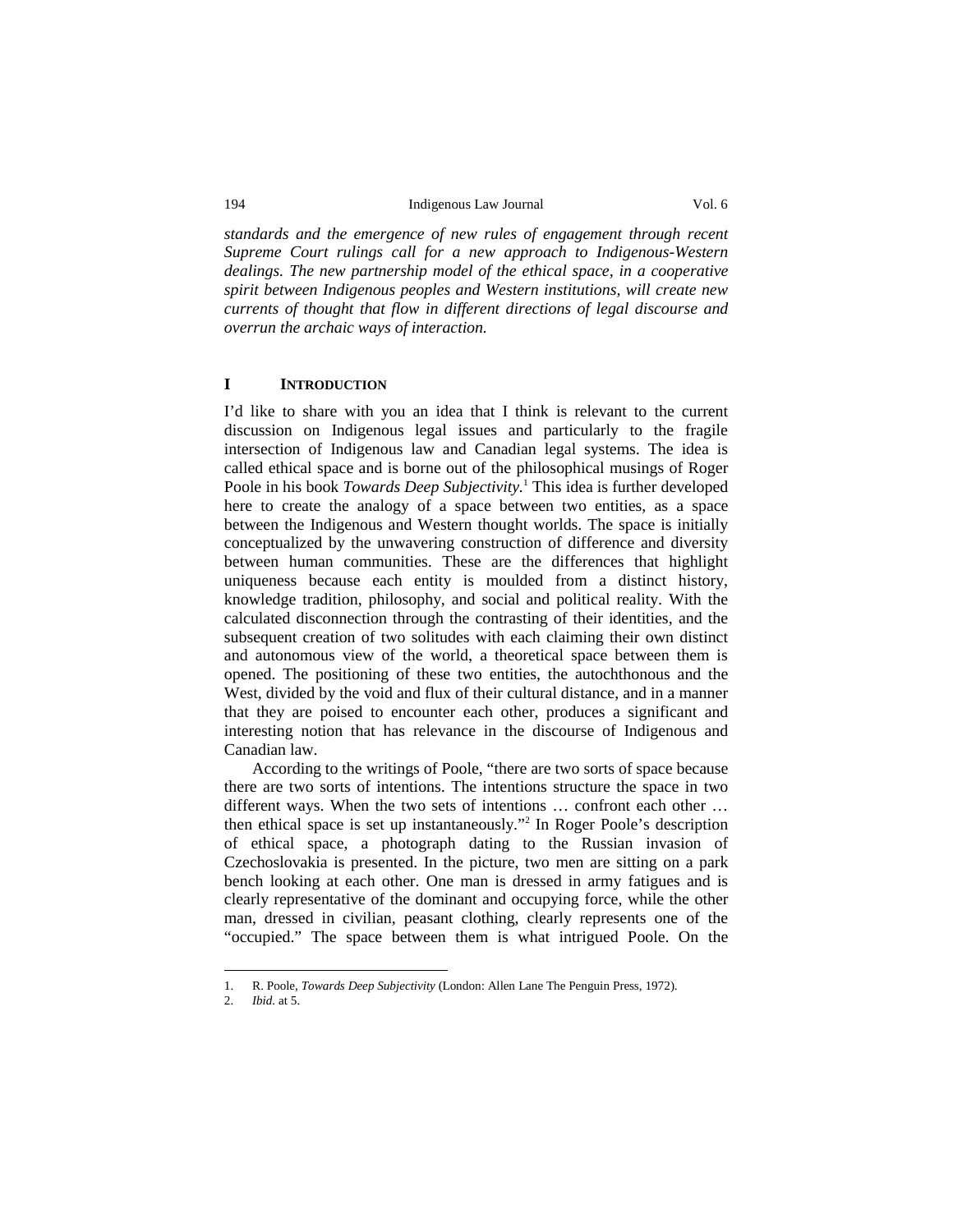*standards and the emergence of new rules of engagement through recent Supreme Court rulings call for a new approach to Indigenous-Western dealings. The new partnership model of the ethical space, in a cooperative spirit between Indigenous peoples and Western institutions, will create new currents of thought that flow in different directions of legal discourse and overrun the archaic ways of interaction.*

## I INTRODUCTION

I'd like to share with you an idea that I think is relevant to the current discussion on Indigenous legal issues and particularly to the fragile intersection of Indigenous law and Canadian legal systems. The idea is called ethical space and is borne out of the philosophical musings of Roger Poole in his book *Towards Deep Subjectivity.*[1] This idea is further developed here to create the analogy of a space between two entities, as a space between the Indigenous and Western thought worlds. The space is initially conceptualized by the unwavering construction of difference and diversity between human communities. These are the differences that highlight uniqueness because each entity is moulded from a distinct history, knowledge tradition, philosophy, and social and political reality. With the calculated disconnection through the contrasting of their identities, and the subsequent creation of two solitudes with each claiming their own distinct and autonomous view of the world, a theoretical space between them is opened. The positioning of these two entities, the autochthonous and the West, divided by the void and flux of their cultural distance, and in a manner that they are poised to encounter each other, produces a significant and interesting notion that has relevance in the discourse of Indigenous and Canadian law.

According to the writings of Poole, "there are two sorts of space because there are two sorts of intentions. The intentions structure the space in two different ways. When the two sets of intentions … confront each other … then ethical space is set up instantaneously."[2] In Roger Poole's description of ethical space, a photograph dating to the Russian invasion of Czechoslovakia is presented. In the picture, two men are sitting on a park bench looking at each other. One man is dressed in army fatigues and is clearly representative of the dominant and occupying force, while the other man, dressed in civilian, peasant clothing, clearly represents one of the "occupied." The space between them is what intrigued Poole. On the

---

1. R. Poole, *Towards Deep Subjectivity* (London: Allen Lane The Penguin Press, 1972).
2. *Ibid.* at 5.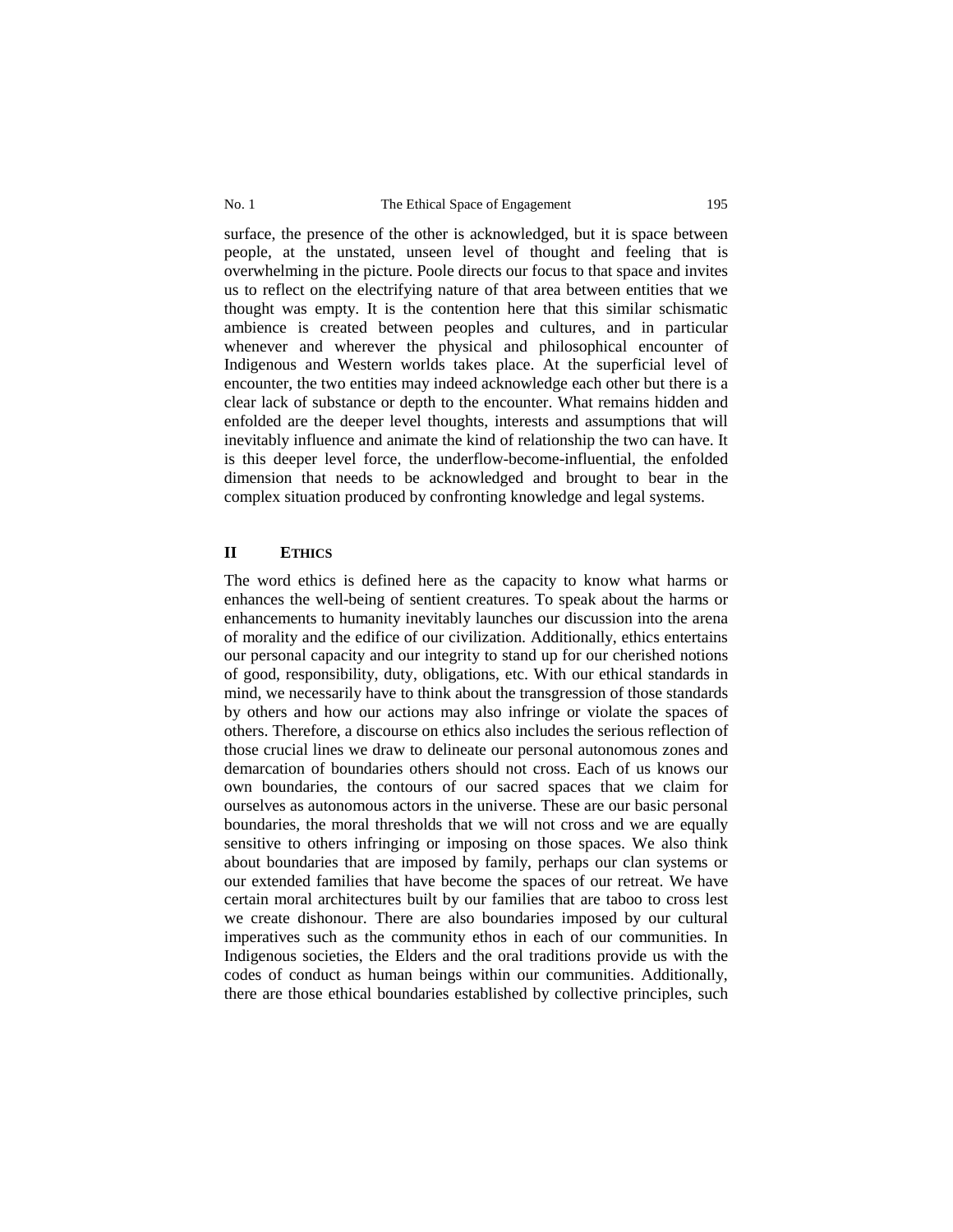surface, the presence of the other is acknowledged, but it is space between people, at the unstated, unseen level of thought and feeling that is overwhelming in the picture. Poole directs our focus to that space and invites us to reflect on the electrifying nature of that area between entities that we thought was empty. It is the contention here that this similar schismatic ambience is created between peoples and cultures, and in particular whenever and wherever the physical and philosophical encounter of Indigenous and Western worlds takes place. At the superficial level of encounter, the two entities may indeed acknowledge each other but there is a clear lack of substance or depth to the encounter. What remains hidden and enfolded are the deeper level thoughts, interests and assumptions that will inevitably influence and animate the kind of relationship the two can have. It is this deeper level force, the underflow-become-influential, the enfolded dimension that needs to be acknowledged and brought to bear in the complex situation produced by confronting knowledge and legal systems.

## II ETHICS

The word ethics is defined here as the capacity to know what harms or enhances the well-being of sentient creatures. To speak about the harms or enhancements to humanity inevitably launches our discussion into the arena of morality and the edifice of our civilization. Additionally, ethics entertains our personal capacity and our integrity to stand up for our cherished notions of good, responsibility, duty, obligations, etc. With our ethical standards in mind, we necessarily have to think about the transgression of those standards by others and how our actions may also infringe or violate the spaces of others. Therefore, a discourse on ethics also includes the serious reflection of those crucial lines we draw to delineate our personal autonomous zones and demarcation of boundaries others should not cross. Each of us knows our own boundaries, the contours of our sacred spaces that we claim for ourselves as autonomous actors in the universe. These are our basic personal boundaries, the moral thresholds that we will not cross and we are equally sensitive to others infringing or imposing on those spaces. We also think about boundaries that are imposed by family, perhaps our clan systems or our extended families that have become the spaces of our retreat. We have certain moral architectures built by our families that are taboo to cross lest we create dishonour. There are also boundaries imposed by our cultural imperatives such as the community ethos in each of our communities. In Indigenous societies, the Elders and the oral traditions provide us with the codes of conduct as human beings within our communities. Additionally, there are those ethical boundaries established by collective principles, such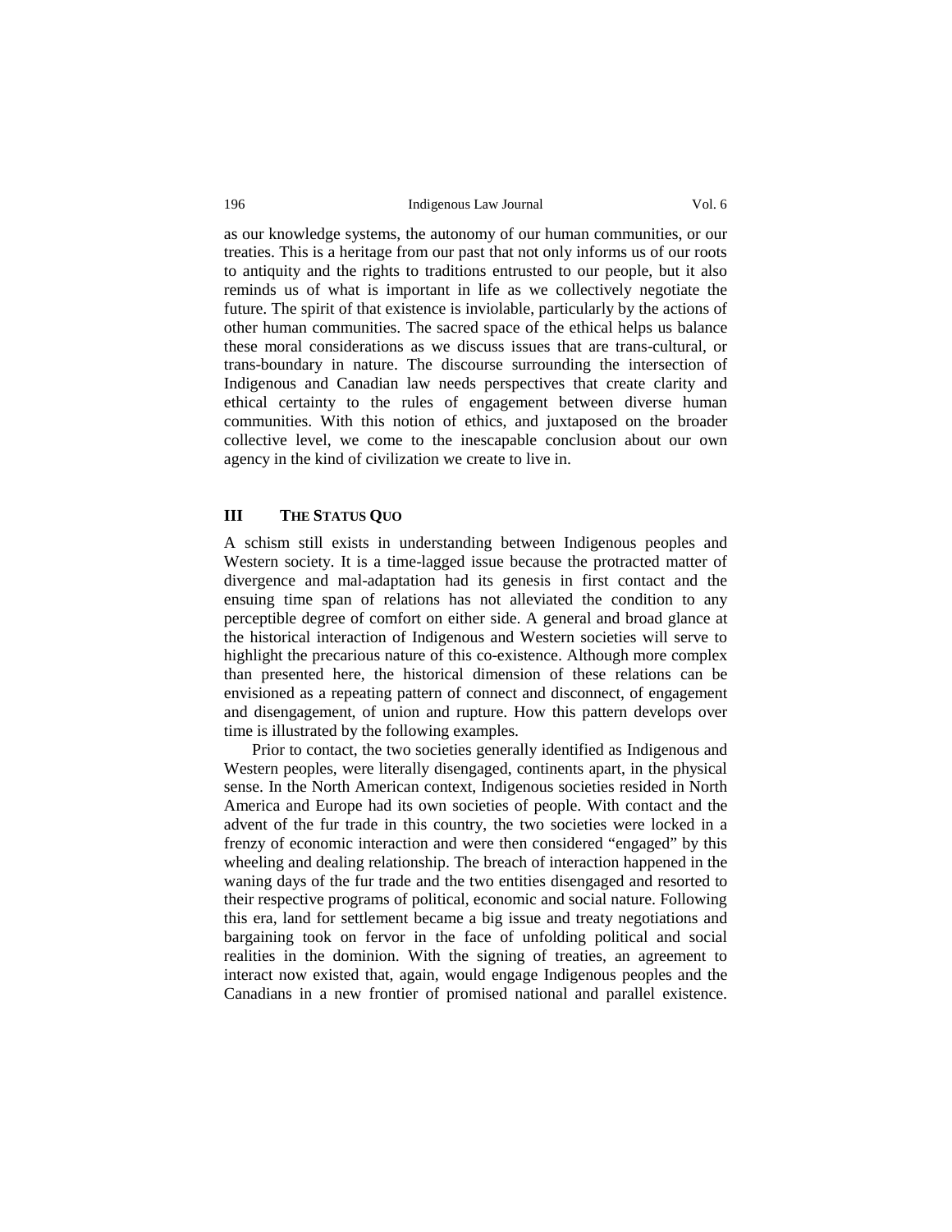as our knowledge systems, the autonomy of our human communities, or our treaties. This is a heritage from our past that not only informs us of our roots to antiquity and the rights to traditions entrusted to our people, but it also reminds us of what is important in life as we collectively negotiate the future. The spirit of that existence is inviolable, particularly by the actions of other human communities. The sacred space of the ethical helps us balance these moral considerations as we discuss issues that are trans-cultural, or trans-boundary in nature. The discourse surrounding the intersection of Indigenous and Canadian law needs perspectives that create clarity and ethical certainty to the rules of engagement between diverse human communities. With this notion of ethics, and juxtaposed on the broader collective level, we come to the inescapable conclusion about our own agency in the kind of civilization we create to live in.

## III THE STATUS QUO

A schism still exists in understanding between Indigenous peoples and Western society. It is a time-lagged issue because the protracted matter of divergence and mal-adaptation had its genesis in first contact and the ensuing time span of relations has not alleviated the condition to any perceptible degree of comfort on either side. A general and broad glance at the historical interaction of Indigenous and Western societies will serve to highlight the precarious nature of this co-existence. Although more complex than presented here, the historical dimension of these relations can be envisioned as a repeating pattern of connect and disconnect, of engagement and disengagement, of union and rupture. How this pattern develops over time is illustrated by the following examples.

Prior to contact, the two societies generally identified as Indigenous and Western peoples, were literally disengaged, continents apart, in the physical sense. In the North American context, Indigenous societies resided in North America and Europe had its own societies of people. With contact and the advent of the fur trade in this country, the two societies were locked in a frenzy of economic interaction and were then considered "engaged" by this wheeling and dealing relationship. The breach of interaction happened in the waning days of the fur trade and the two entities disengaged and resorted to their respective programs of political, economic and social nature. Following this era, land for settlement became a big issue and treaty negotiations and bargaining took on fervor in the face of unfolding political and social realities in the dominion. With the signing of treaties, an agreement to interact now existed that, again, would engage Indigenous peoples and the Canadians in a new frontier of promised national and parallel existence.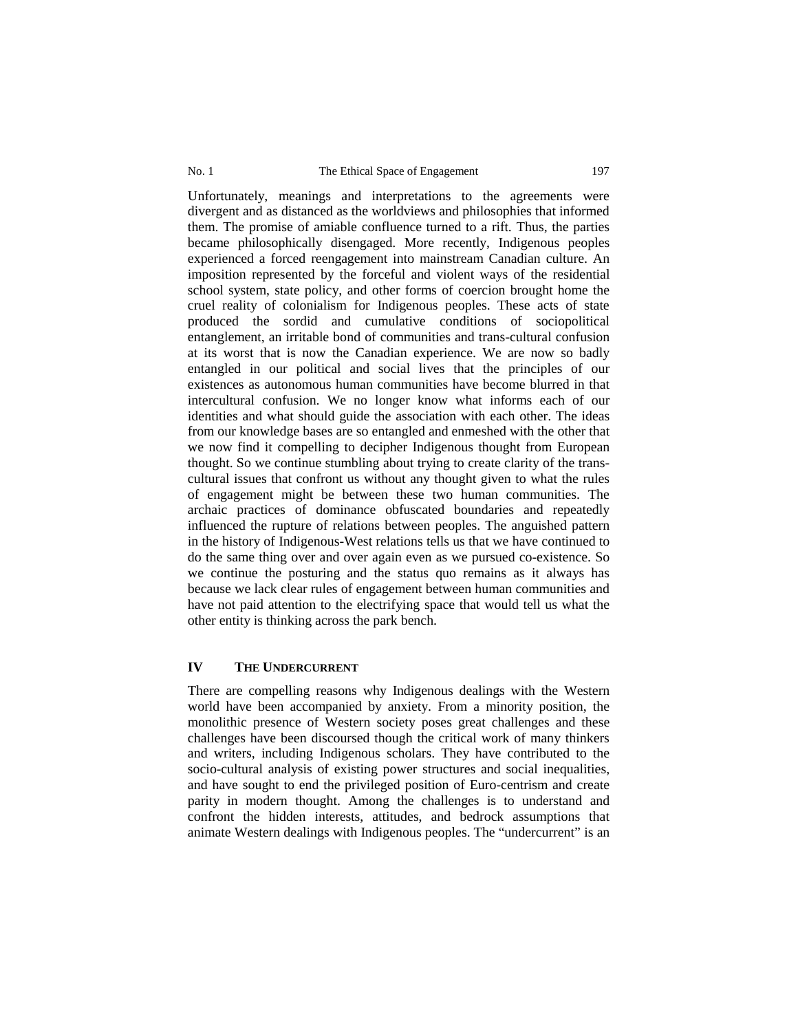Unfortunately, meanings and interpretations to the agreements were divergent and as distanced as the worldviews and philosophies that informed them. The promise of amiable confluence turned to a rift. Thus, the parties became philosophically disengaged. More recently, Indigenous peoples experienced a forced reengagement into mainstream Canadian culture. An imposition represented by the forceful and violent ways of the residential school system, state policy, and other forms of coercion brought home the cruel reality of colonialism for Indigenous peoples. These acts of state produced the sordid and cumulative conditions of sociopolitical entanglement, an irritable bond of communities and trans-cultural confusion at its worst that is now the Canadian experience. We are now so badly entangled in our political and social lives that the principles of our existences as autonomous human communities have become blurred in that intercultural confusion. We no longer know what informs each of our identities and what should guide the association with each other. The ideas from our knowledge bases are so entangled and enmeshed with the other that we now find it compelling to decipher Indigenous thought from European thought. So we continue stumbling about trying to create clarity of the trans-cultural issues that confront us without any thought given to what the rules of engagement might be between these two human communities. The archaic practices of dominance obfuscated boundaries and repeatedly influenced the rupture of relations between peoples. The anguished pattern in the history of Indigenous-West relations tells us that we have continued to do the same thing over and over again even as we pursued co-existence. So we continue the posturing and the status quo remains as it always has because we lack clear rules of engagement between human communities and have not paid attention to the electrifying space that would tell us what the other entity is thinking across the park bench.

## IV THE UNDERCURRENT

There are compelling reasons why Indigenous dealings with the Western world have been accompanied by anxiety. From a minority position, the monolithic presence of Western society poses great challenges and these challenges have been discoursed though the critical work of many thinkers and writers, including Indigenous scholars. They have contributed to the socio-cultural analysis of existing power structures and social inequalities, and have sought to end the privileged position of Euro-centrism and create parity in modern thought. Among the challenges is to understand and confront the hidden interests, attitudes, and bedrock assumptions that animate Western dealings with Indigenous peoples. The "undercurrent" is an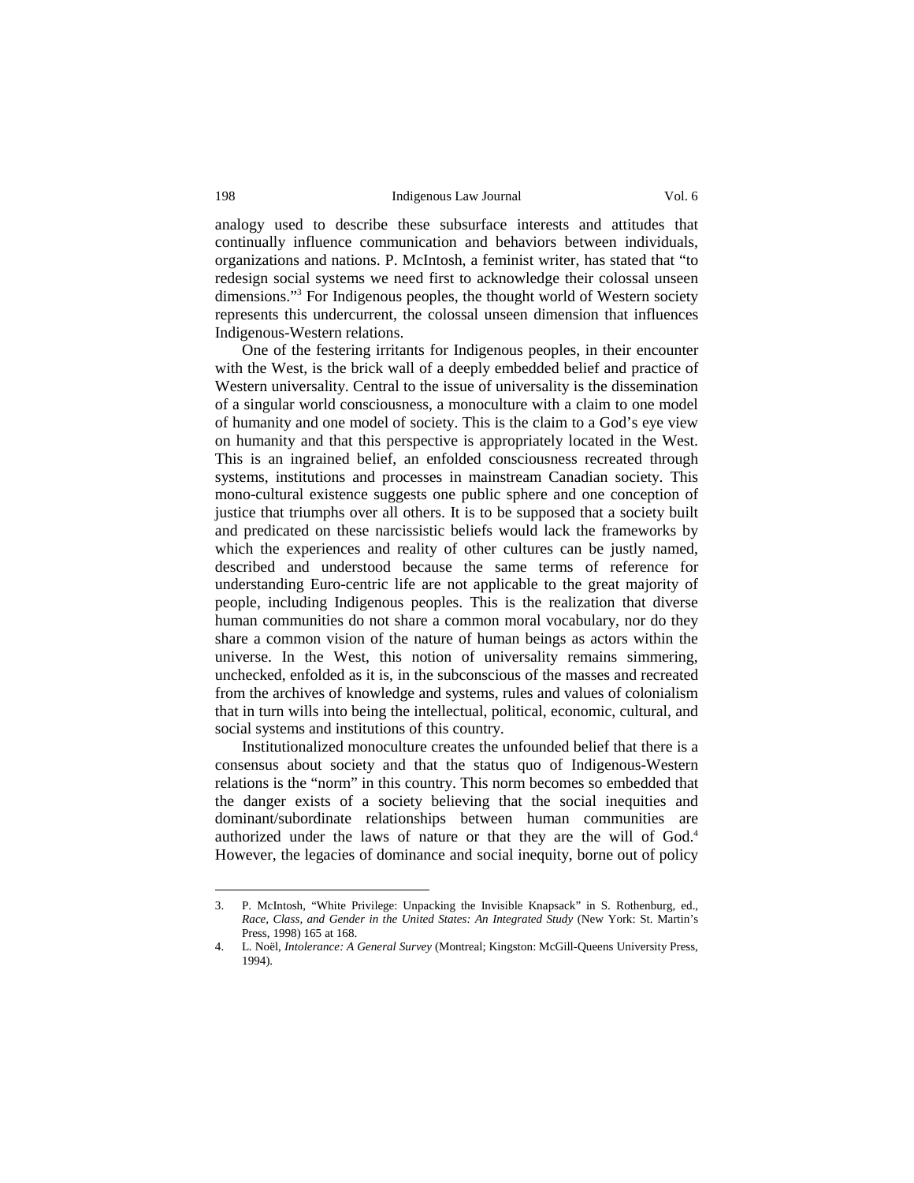analogy used to describe these subsurface interests and attitudes that continually influence communication and behaviors between individuals, organizations and nations. P. McIntosh, a feminist writer, has stated that "to redesign social systems we need first to acknowledge their colossal unseen dimensions."[3] For Indigenous peoples, the thought world of Western society represents this undercurrent, the colossal unseen dimension that influences Indigenous-Western relations.

One of the festering irritants for Indigenous peoples, in their encounter with the West, is the brick wall of a deeply embedded belief and practice of Western universality. Central to the issue of universality is the dissemination of a singular world consciousness, a monoculture with a claim to one model of humanity and one model of society. This is the claim to a God's eye view on humanity and that this perspective is appropriately located in the West. This is an ingrained belief, an enfolded consciousness recreated through systems, institutions and processes in mainstream Canadian society. This mono-cultural existence suggests one public sphere and one conception of justice that triumphs over all others. It is to be supposed that a society built and predicated on these narcissistic beliefs would lack the frameworks by which the experiences and reality of other cultures can be justly named, described and understood because the same terms of reference for understanding Euro-centric life are not applicable to the great majority of people, including Indigenous peoples. This is the realization that diverse human communities do not share a common moral vocabulary, nor do they share a common vision of the nature of human beings as actors within the universe. In the West, this notion of universality remains simmering, unchecked, enfolded as it is, in the subconscious of the masses and recreated from the archives of knowledge and systems, rules and values of colonialism that in turn wills into being the intellectual, political, economic, cultural, and social systems and institutions of this country.

Institutionalized monoculture creates the unfounded belief that there is a consensus about society and that the status quo of Indigenous-Western relations is the "norm" in this country. This norm becomes so embedded that the danger exists of a society believing that the social inequities and dominant/subordinate relationships between human communities are authorized under the laws of nature or that they are the will of God.[4] However, the legacies of dominance and social inequity, borne out of policy

---

3. P. McIntosh, "White Privilege: Unpacking the Invisible Knapsack" in S. Rothenburg, ed., *Race, Class, and Gender in the United States: An Integrated Study* (New York: St. Martin's Press, 1998) 165 at 168.

4. L. Noël, *Intolerance: A General Survey* (Montreal; Kingston: McGill-Queens University Press, 1994).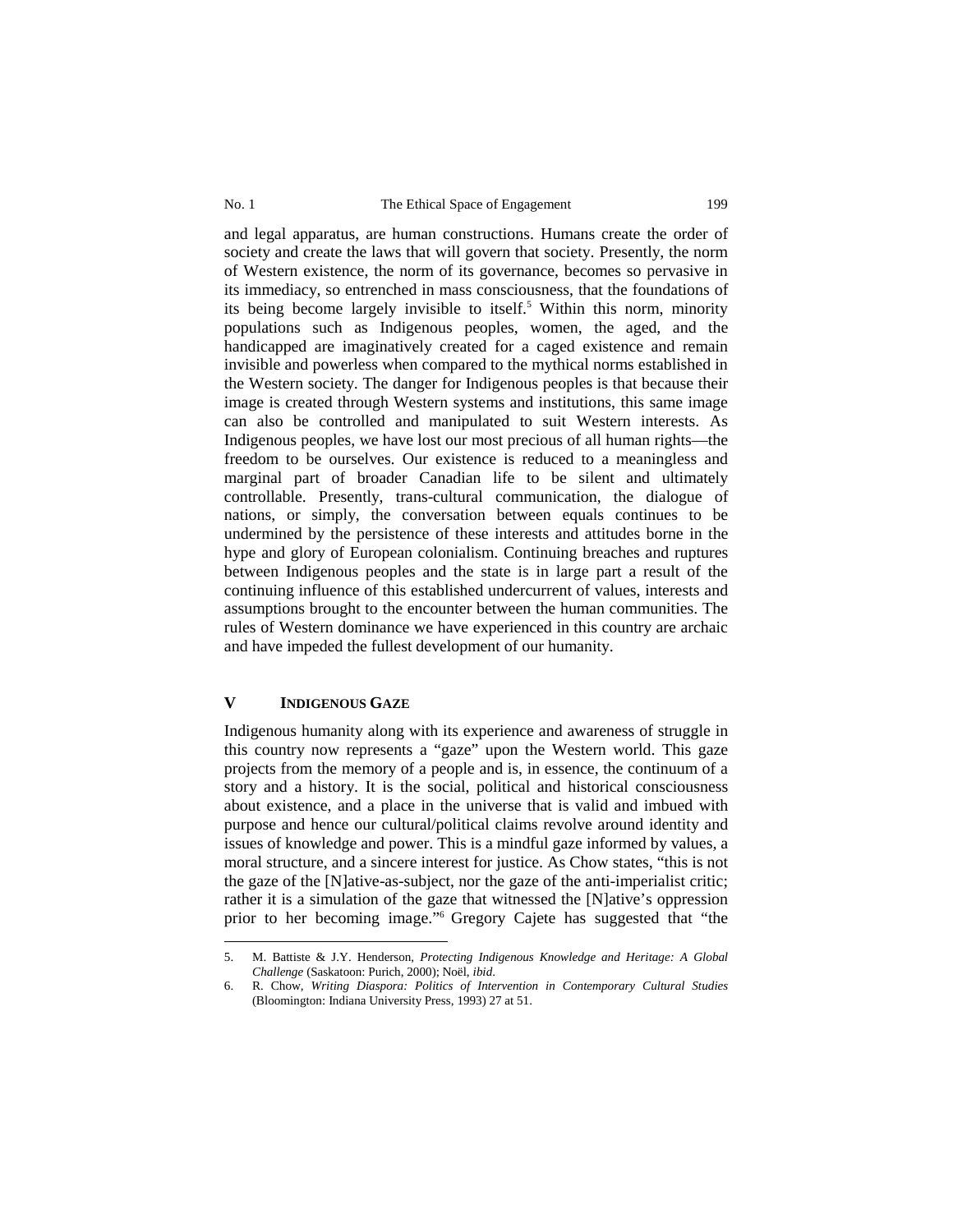and legal apparatus, are human constructions. Humans create the order of society and create the laws that will govern that society. Presently, the norm of Western existence, the norm of its governance, becomes so pervasive in its immediacy, so entrenched in mass consciousness, that the foundations of its being become largely invisible to itself.[5] Within this norm, minority populations such as Indigenous peoples, women, the aged, and the handicapped are imaginatively created for a caged existence and remain invisible and powerless when compared to the mythical norms established in the Western society. The danger for Indigenous peoples is that because their image is created through Western systems and institutions, this same image can also be controlled and manipulated to suit Western interests. As Indigenous peoples, we have lost our most precious of all human rights—the freedom to be ourselves. Our existence is reduced to a meaningless and marginal part of broader Canadian life to be silent and ultimately controllable. Presently, trans-cultural communication, the dialogue of nations, or simply, the conversation between equals continues to be undermined by the persistence of these interests and attitudes borne in the hype and glory of European colonialism. Continuing breaches and ruptures between Indigenous peoples and the state is in large part a result of the continuing influence of this established undercurrent of values, interests and assumptions brought to the encounter between the human communities. The rules of Western dominance we have experienced in this country are archaic and have impeded the fullest development of our humanity.

## V INDIGENOUS GAZE

Indigenous humanity along with its experience and awareness of struggle in this country now represents a "gaze" upon the Western world. This gaze projects from the memory of a people and is, in essence, the continuum of a story and a history. It is the social, political and historical consciousness about existence, and a place in the universe that is valid and imbued with purpose and hence our cultural/political claims revolve around identity and issues of knowledge and power. This is a mindful gaze informed by values, a moral structure, and a sincere interest for justice. As Chow states, "this is not the gaze of the [N]ative-as-subject, nor the gaze of the anti-imperialist critic; rather it is a simulation of the gaze that witnessed the [N]ative's oppression prior to her becoming image."[6] Gregory Cajete has suggested that "the

---

5. M. Battiste & J.Y. Henderson, *Protecting Indigenous Knowledge and Heritage: A Global Challenge* (Saskatoon: Purich, 2000); Noël, *ibid.*
6. R. Chow, *Writing Diaspora: Politics of Intervention in Contemporary Cultural Studies* (Bloomington: Indiana University Press, 1993) 27 at 51.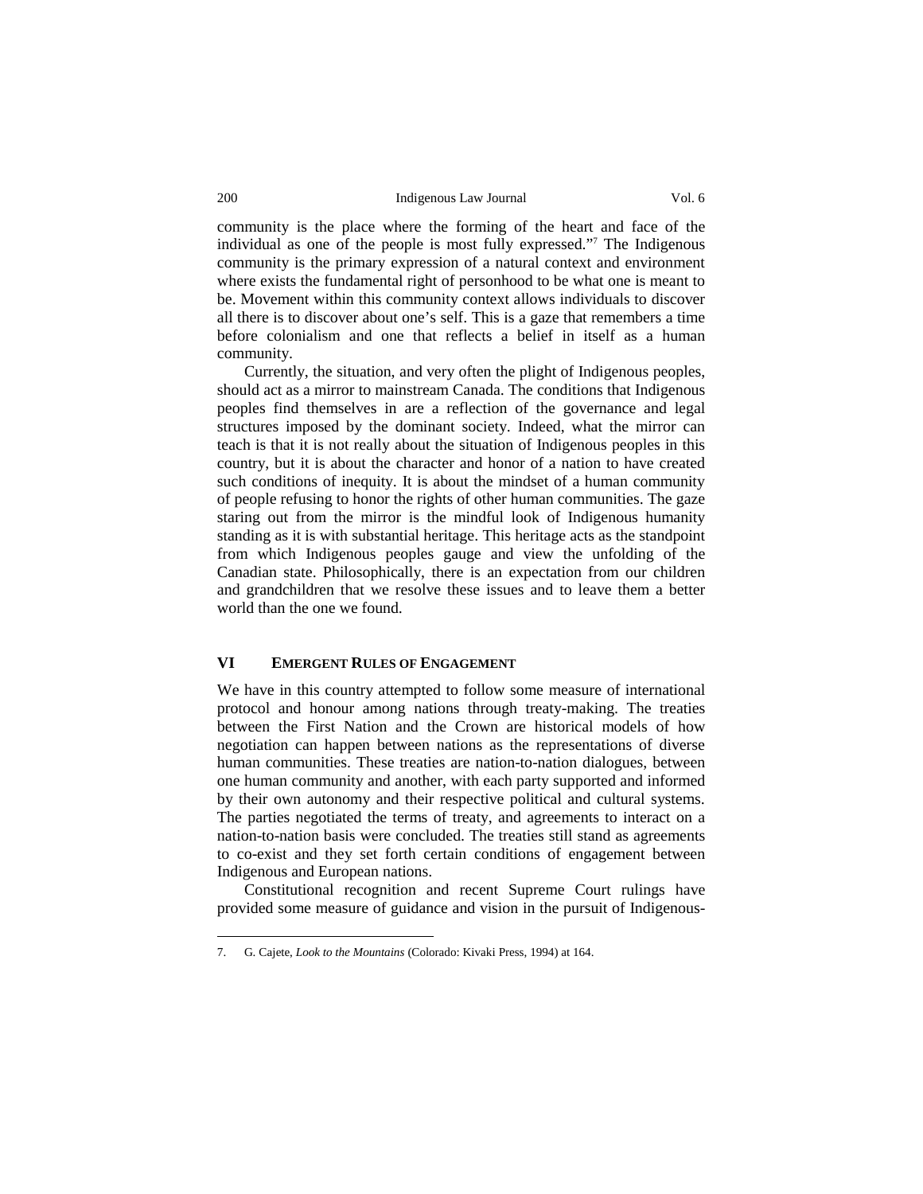community is the place where the forming of the heart and face of the individual as one of the people is most fully expressed."[7] The Indigenous community is the primary expression of a natural context and environment where exists the fundamental right of personhood to be what one is meant to be. Movement within this community context allows individuals to discover all there is to discover about one's self. This is a gaze that remembers a time before colonialism and one that reflects a belief in itself as a human community.

Currently, the situation, and very often the plight of Indigenous peoples, should act as a mirror to mainstream Canada. The conditions that Indigenous peoples find themselves in are a reflection of the governance and legal structures imposed by the dominant society. Indeed, what the mirror can teach is that it is not really about the situation of Indigenous peoples in this country, but it is about the character and honor of a nation to have created such conditions of inequity. It is about the mindset of a human community of people refusing to honor the rights of other human communities. The gaze staring out from the mirror is the mindful look of Indigenous humanity standing as it is with substantial heritage. This heritage acts as the standpoint from which Indigenous peoples gauge and view the unfolding of the Canadian state. Philosophically, there is an expectation from our children and grandchildren that we resolve these issues and to leave them a better world than the one we found.

## VI EMERGENT RULES OF ENGAGEMENT

We have in this country attempted to follow some measure of international protocol and honour among nations through treaty-making. The treaties between the First Nation and the Crown are historical models of how negotiation can happen between nations as the representations of diverse human communities. These treaties are nation-to-nation dialogues, between one human community and another, with each party supported and informed by their own autonomy and their respective political and cultural systems. The parties negotiated the terms of treaty, and agreements to interact on a nation-to-nation basis were concluded. The treaties still stand as agreements to co-exist and they set forth certain conditions of engagement between Indigenous and European nations.

Constitutional recognition and recent Supreme Court rulings have provided some measure of guidance and vision in the pursuit of Indigenous-

---

7. G. Cajete, *Look to the Mountains* (Colorado: Kivaki Press, 1994) at 164.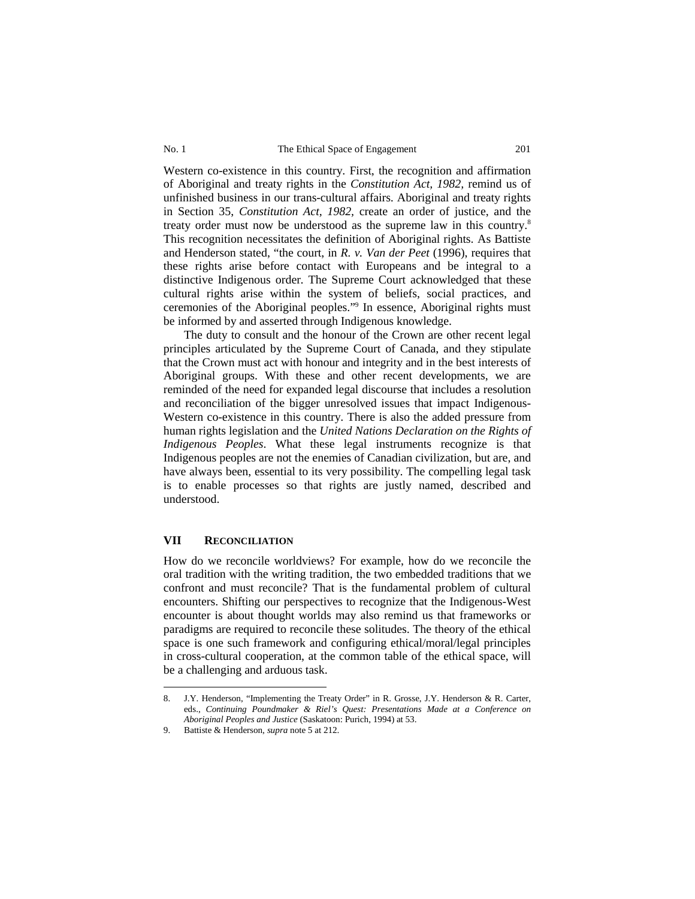Western co-existence in this country. First, the recognition and affirmation of Aboriginal and treaty rights in the *Constitution Act, 1982*, remind us of unfinished business in our trans-cultural affairs. Aboriginal and treaty rights in Section 35, *Constitution Act, 1982*, create an order of justice, and the treaty order must now be understood as the supreme law in this country.[8] This recognition necessitates the definition of Aboriginal rights. As Battiste and Henderson stated, "the court, in *R. v. Van der Peet* (1996), requires that these rights arise before contact with Europeans and be integral to a distinctive Indigenous order. The Supreme Court acknowledged that these cultural rights arise within the system of beliefs, social practices, and ceremonies of the Aboriginal peoples."[9] In essence, Aboriginal rights must be informed by and asserted through Indigenous knowledge.

The duty to consult and the honour of the Crown are other recent legal principles articulated by the Supreme Court of Canada, and they stipulate that the Crown must act with honour and integrity and in the best interests of Aboriginal groups. With these and other recent developments, we are reminded of the need for expanded legal discourse that includes a resolution and reconciliation of the bigger unresolved issues that impact Indigenous-Western co-existence in this country. There is also the added pressure from human rights legislation and the *United Nations Declaration on the Rights of Indigenous Peoples*. What these legal instruments recognize is that Indigenous peoples are not the enemies of Canadian civilization, but are, and have always been, essential to its very possibility. The compelling legal task is to enable processes so that rights are justly named, described and understood.

## VII RECONCILIATION

How do we reconcile worldviews? For example, how do we reconcile the oral tradition with the writing tradition, the two embedded traditions that we confront and must reconcile? That is the fundamental problem of cultural encounters. Shifting our perspectives to recognize that the Indigenous-West encounter is about thought worlds may also remind us that frameworks or paradigms are required to reconcile these solitudes. The theory of the ethical space is one such framework and configuring ethical/moral/legal principles in cross-cultural cooperation, at the common table of the ethical space, will be a challenging and arduous task.

---

8. J.Y. Henderson, "Implementing the Treaty Order" in R. Grosse, J.Y. Henderson & R. Carter, eds., *Continuing Poundmaker & Riel's Quest: Presentations Made at a Conference on Aboriginal Peoples and Justice* (Saskatoon: Purich, 1994) at 53.

9. Battiste & Henderson, *supra* note 5 at 212.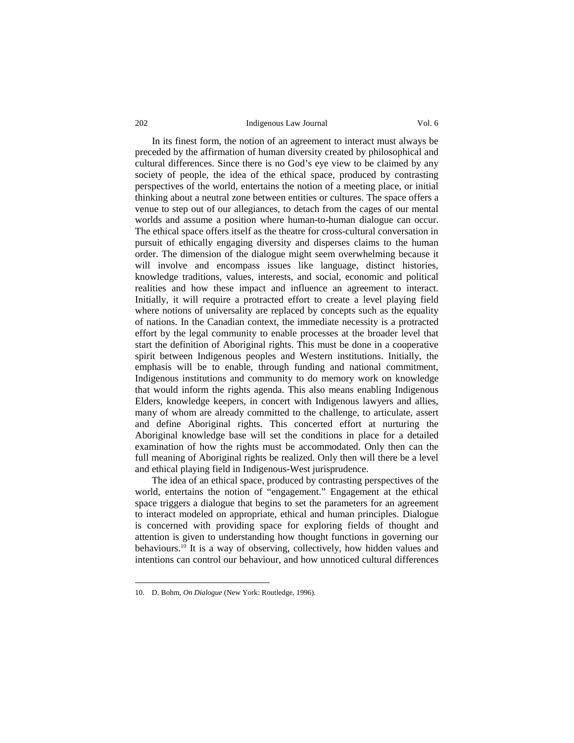In its finest form, the notion of an agreement to interact must always be preceded by the affirmation of human diversity created by philosophical and cultural differences. Since there is no God's eye view to be claimed by any society of people, the idea of the ethical space, produced by contrasting perspectives of the world, entertains the notion of a meeting place, or initial thinking about a neutral zone between entities or cultures. The space offers a venue to step out of our allegiances, to detach from the cages of our mental worlds and assume a position where human-to-human dialogue can occur. The ethical space offers itself as the theatre for cross-cultural conversation in pursuit of ethically engaging diversity and disperses claims to the human order. The dimension of the dialogue might seem overwhelming because it will involve and encompass issues like language, distinct histories, knowledge traditions, values, interests, and social, economic and political realities and how these impact and influence an agreement to interact. Initially, it will require a protracted effort to create a level playing field where notions of universality are replaced by concepts such as the equality of nations. In the Canadian context, the immediate necessity is a protracted effort by the legal community to enable processes at the broader level that start the definition of Aboriginal rights. This must be done in a cooperative spirit between Indigenous peoples and Western institutions. Initially, the emphasis will be to enable, through funding and national commitment, Indigenous institutions and community to do memory work on knowledge that would inform the rights agenda. This also means enabling Indigenous Elders, knowledge keepers, in concert with Indigenous lawyers and allies, many of whom are already committed to the challenge, to articulate, assert and define Aboriginal rights. This concerted effort at nurturing the Aboriginal knowledge base will set the conditions in place for a detailed examination of how the rights must be accommodated. Only then can the full meaning of Aboriginal rights be realized. Only then will there be a level and ethical playing field in Indigenous-West jurisprudence.

The idea of an ethical space, produced by contrasting perspectives of the world, entertains the notion of "engagement." Engagement at the ethical space triggers a dialogue that begins to set the parameters for an agreement to interact modeled on appropriate, ethical and human principles. Dialogue is concerned with providing space for exploring fields of thought and attention is given to understanding how thought functions in governing our behaviours.[10] It is a way of observing, collectively, how hidden values and intentions can control our behaviour, and how unnoticed cultural differences

10. D. Bohm, *On Dialogue* (New York: Routledge, 1996).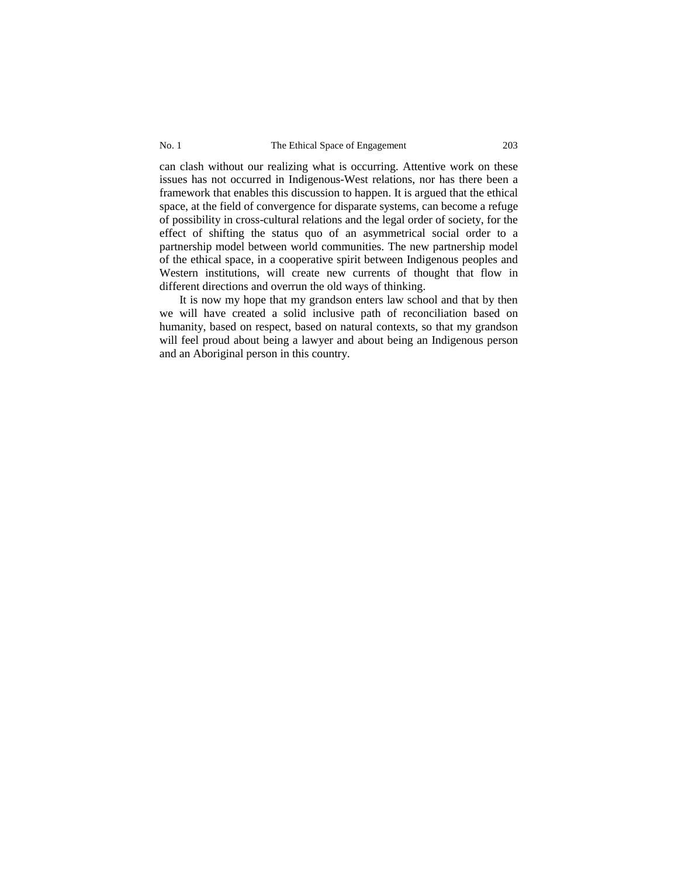can clash without our realizing what is occurring. Attentive work on these issues has not occurred in Indigenous-West relations, nor has there been a framework that enables this discussion to happen. It is argued that the ethical space, at the field of convergence for disparate systems, can become a refuge of possibility in cross-cultural relations and the legal order of society, for the effect of shifting the status quo of an asymmetrical social order to a partnership model between world communities. The new partnership model of the ethical space, in a cooperative spirit between Indigenous peoples and Western institutions, will create new currents of thought that flow in different directions and overrun the old ways of thinking.

It is now my hope that my grandson enters law school and that by then we will have created a solid inclusive path of reconciliation based on humanity, based on respect, based on natural contexts, so that my grandson will feel proud about being a lawyer and about being an Indigenous person and an Aboriginal person in this country.